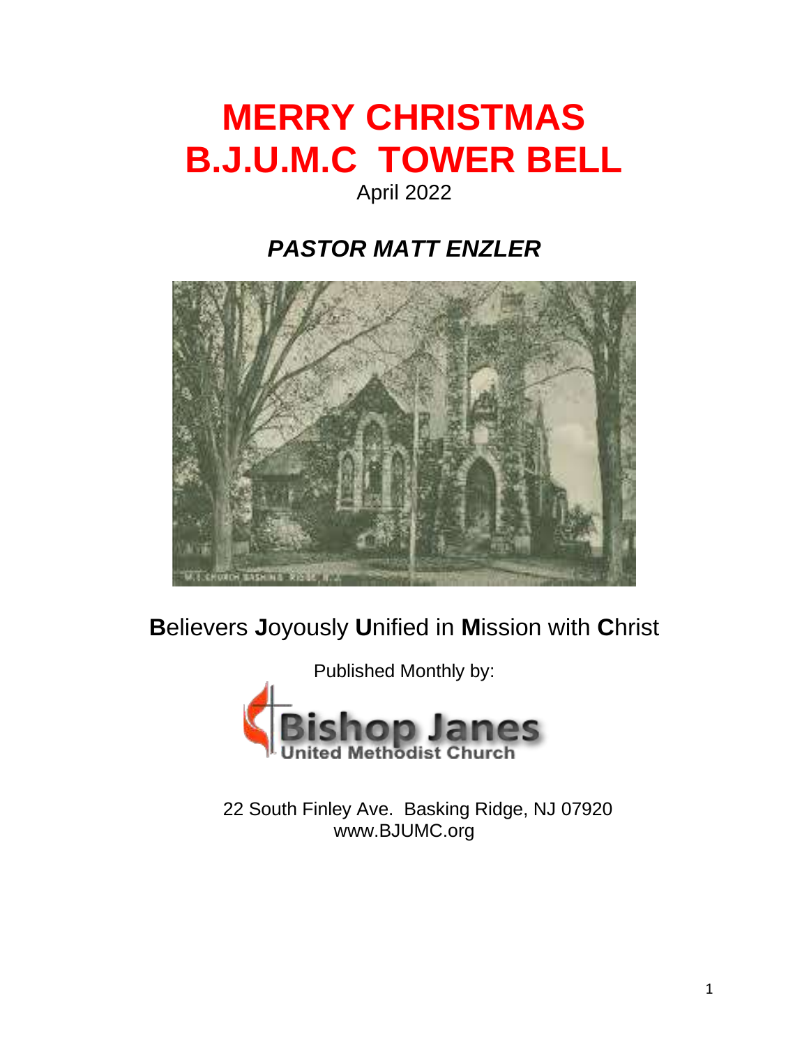# MERRY CHRISTMAS
# B.J.U.M.C TOWER BELL

April 2022

## *PASTOR MATT ENZLER*

**B**elievers **J**oyously **U**nified in **M**ission with **C**hrist

Published Monthly by:

Bishop Janes
United Methodist Church

22 South Finley Ave. Basking Ridge, NJ 07920
www.BJUMC.org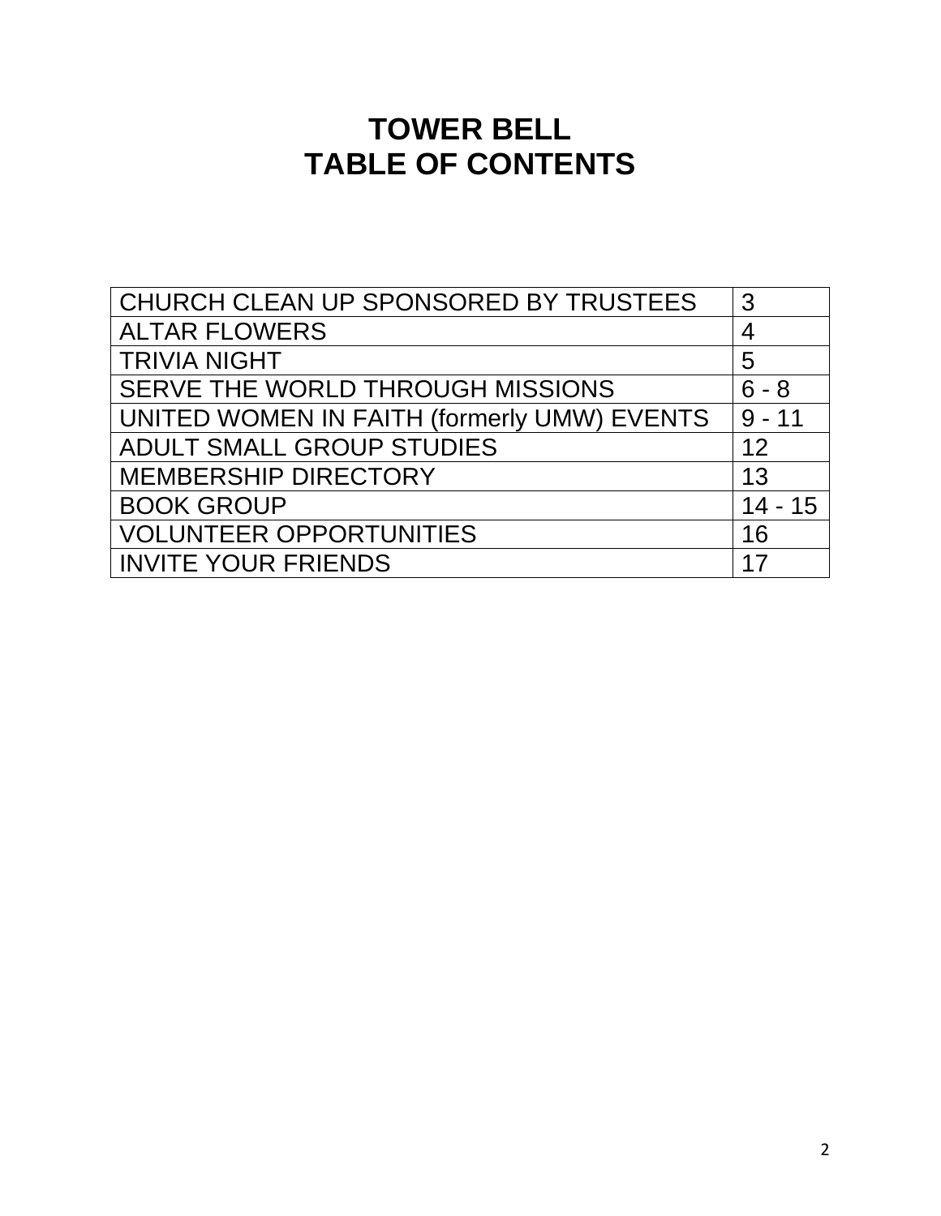# TOWER BELL
# TABLE OF CONTENTS

| | |
|---|---|
| CHURCH CLEAN UP SPONSORED BY TRUSTEES | 3 |
| ALTAR FLOWERS | 4 |
| TRIVIA NIGHT | 5 |
| SERVE THE WORLD THROUGH MISSIONS | 6 - 8 |
| UNITED WOMEN IN FAITH (formerly UMW) EVENTS | 9 - 11 |
| ADULT SMALL GROUP STUDIES | 12 |
| MEMBERSHIP DIRECTORY | 13 |
| BOOK GROUP | 14 - 15 |
| VOLUNTEER OPPORTUNITIES | 16 |
| INVITE YOUR FRIENDS | 17 |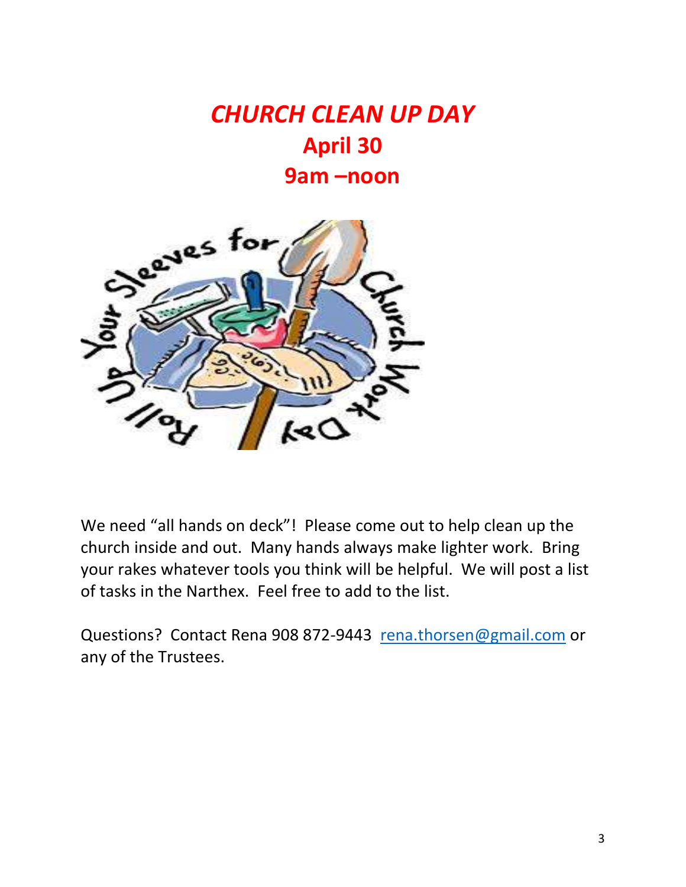# *CHURCH CLEAN UP DAY*

## April 30

## 9am –noon

We need "all hands on deck"! Please come out to help clean up the church inside and out. Many hands always make lighter work. Bring your rakes whatever tools you think will be helpful. We will post a list of tasks in the Narthex. Feel free to add to the list.

Questions? Contact Rena 908 872-9443 rena.thorsen@gmail.com or any of the Trustees.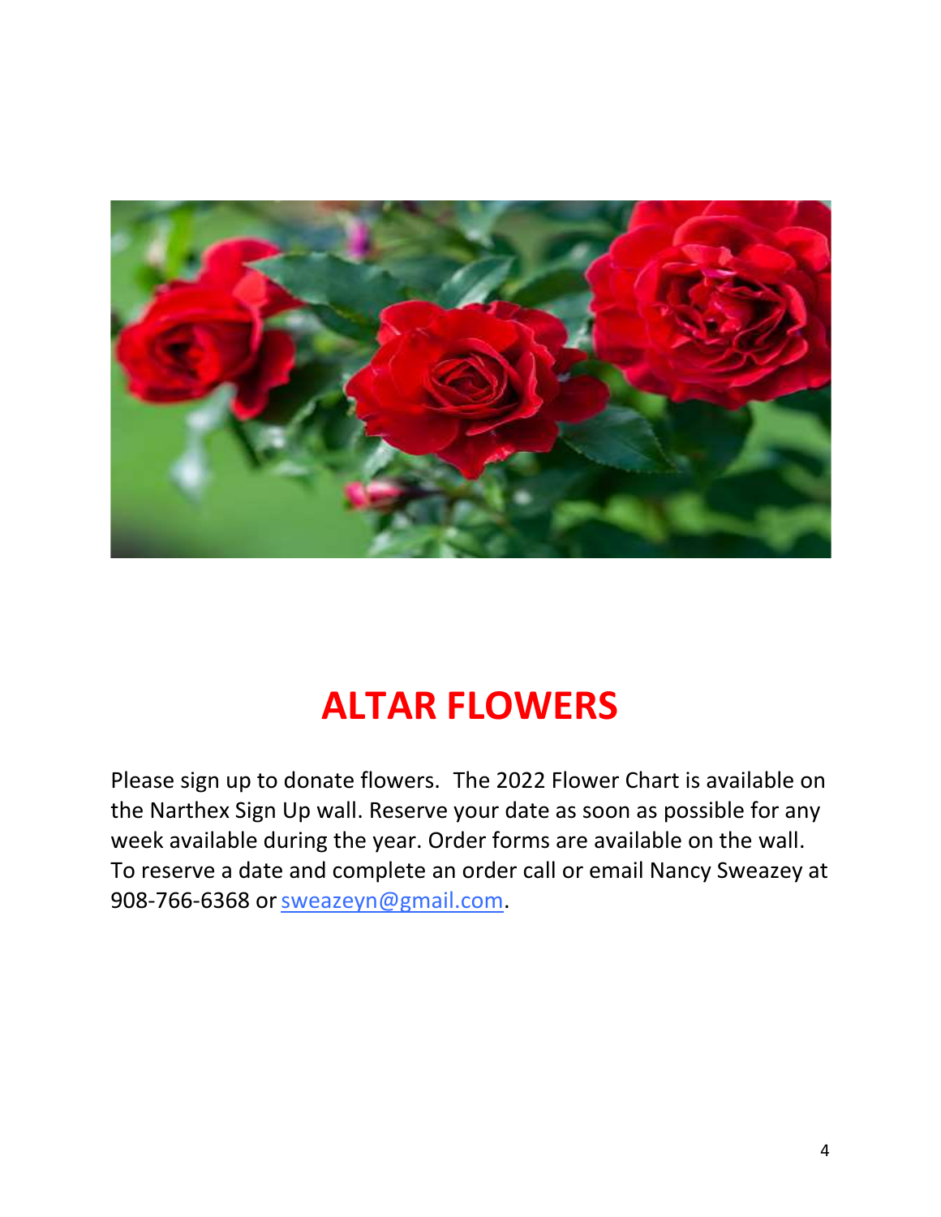# ALTAR FLOWERS

Please sign up to donate flowers. The 2022 Flower Chart is available on the Narthex Sign Up wall. Reserve your date as soon as possible for any week available during the year. Order forms are available on the wall. To reserve a date and complete an order call or email Nancy Sweazey at 908-766-6368 or sweazeyn@gmail.com.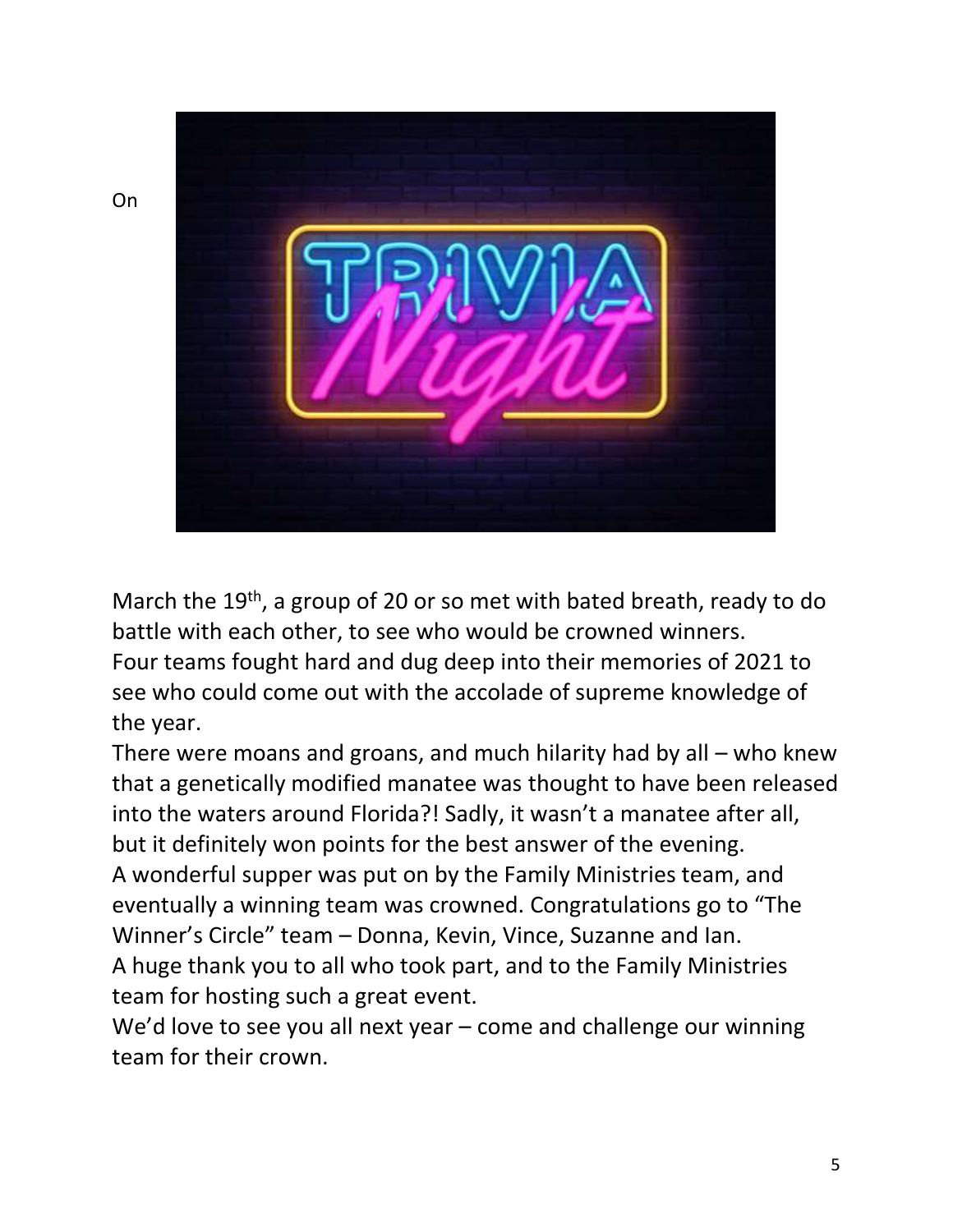On

March the 19th, a group of 20 or so met with bated breath, ready to do battle with each other, to see who would be crowned winners.

Four teams fought hard and dug deep into their memories of 2021 to see who could come out with the accolade of supreme knowledge of the year.

There were moans and groans, and much hilarity had by all – who knew that a genetically modified manatee was thought to have been released into the waters around Florida?! Sadly, it wasn't a manatee after all, but it definitely won points for the best answer of the evening.

A wonderful supper was put on by the Family Ministries team, and eventually a winning team was crowned. Congratulations go to "The Winner's Circle" team – Donna, Kevin, Vince, Suzanne and Ian.

A huge thank you to all who took part, and to the Family Ministries team for hosting such a great event.

We'd love to see you all next year – come and challenge our winning team for their crown.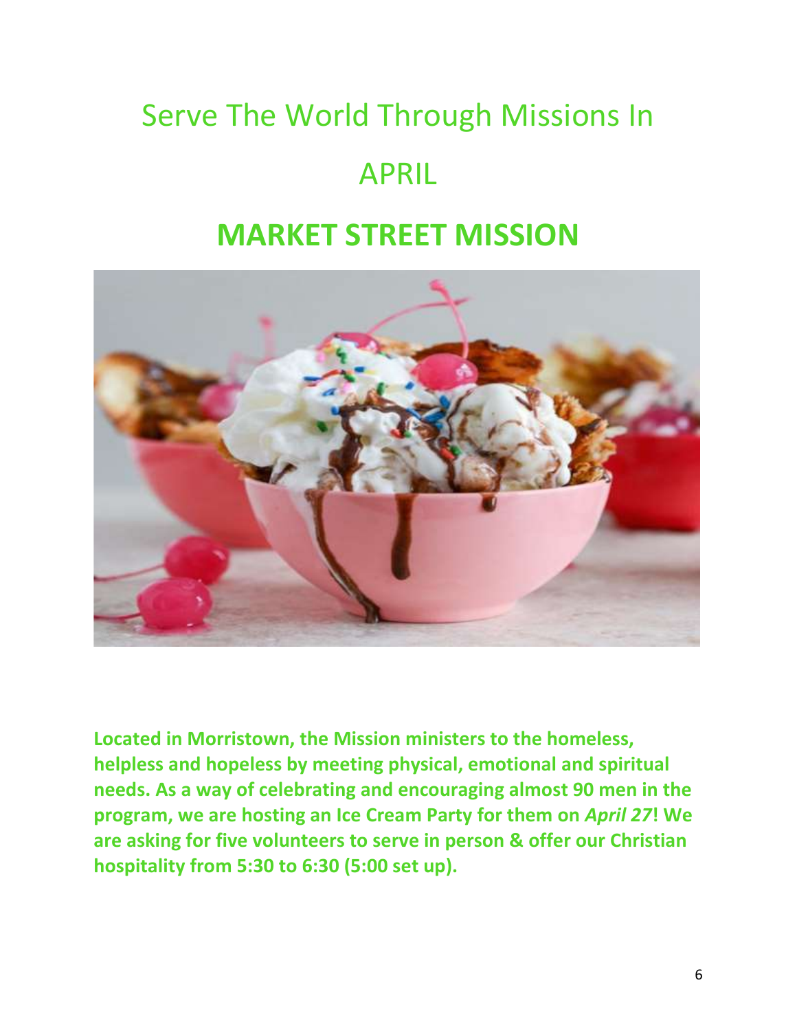# Serve The World Through Missions In APRIL

## MARKET STREET MISSION

**Located in Morristown, the Mission ministers to the homeless, helpless and hopeless by meeting physical, emotional and spiritual needs. As a way of celebrating and encouraging almost 90 men in the program, we are hosting an Ice Cream Party for them on *April 27*! We are asking for five volunteers to serve in person & offer our Christian hospitality from 5:30 to 6:30 (5:00 set up).**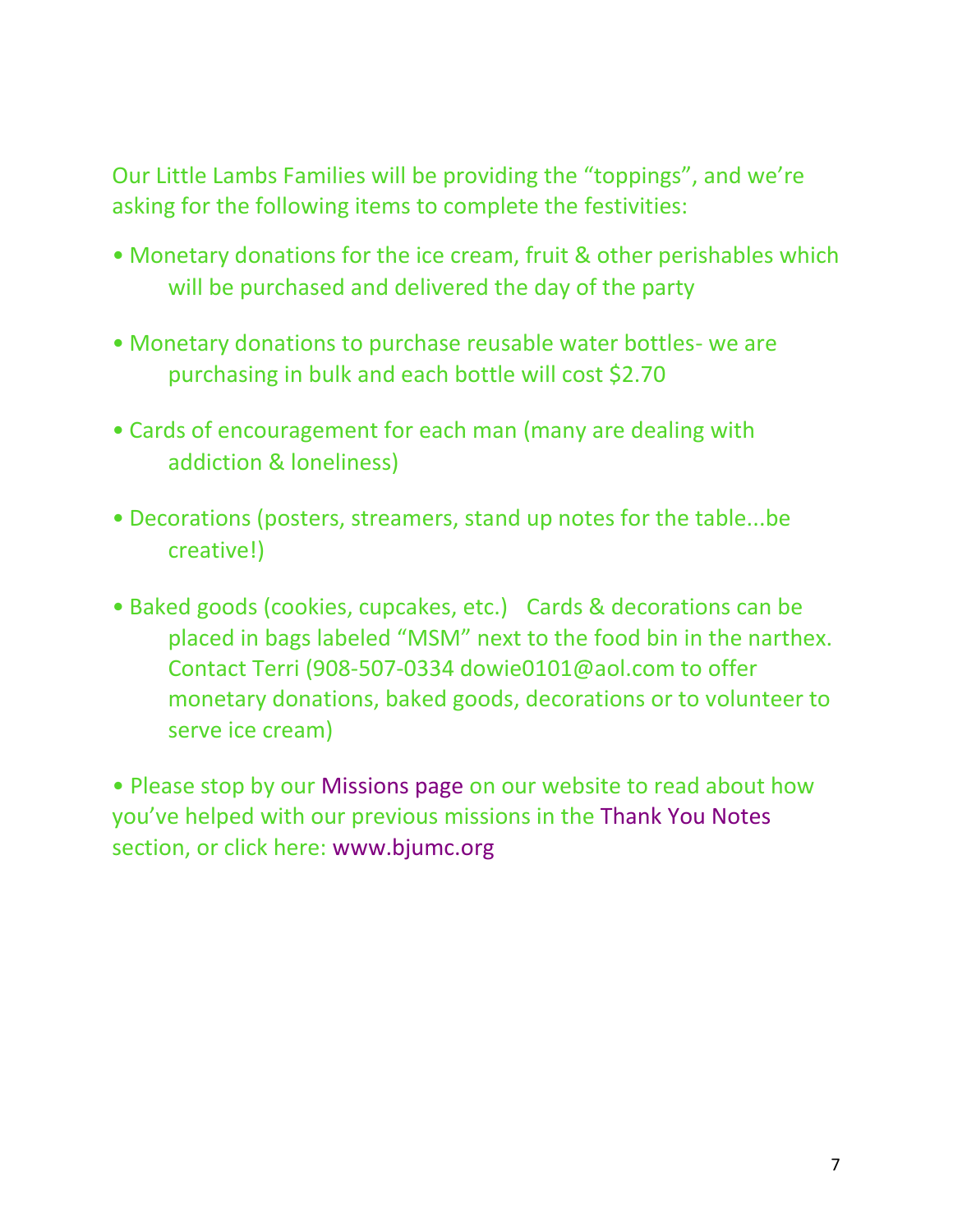Our Little Lambs Families will be providing the "toppings", and we're asking for the following items to complete the festivities:

- Monetary donations for the ice cream, fruit & other perishables which will be purchased and delivered the day of the party

- Monetary donations to purchase reusable water bottles- we are purchasing in bulk and each bottle will cost $2.70

- Cards of encouragement for each man (many are dealing with addiction & loneliness)

- Decorations (posters, streamers, stand up notes for the table...be creative!)

- Baked goods (cookies, cupcakes, etc.)   Cards & decorations can be placed in bags labeled "MSM" next to the food bin in the narthex. Contact Terri (908-507-0334 dowie0101@aol.com to offer monetary donations, baked goods, decorations or to volunteer to serve ice cream)

- Please stop by our Missions page on our website to read about how you've helped with our previous missions in the Thank You Notes section, or click here: www.bjumc.org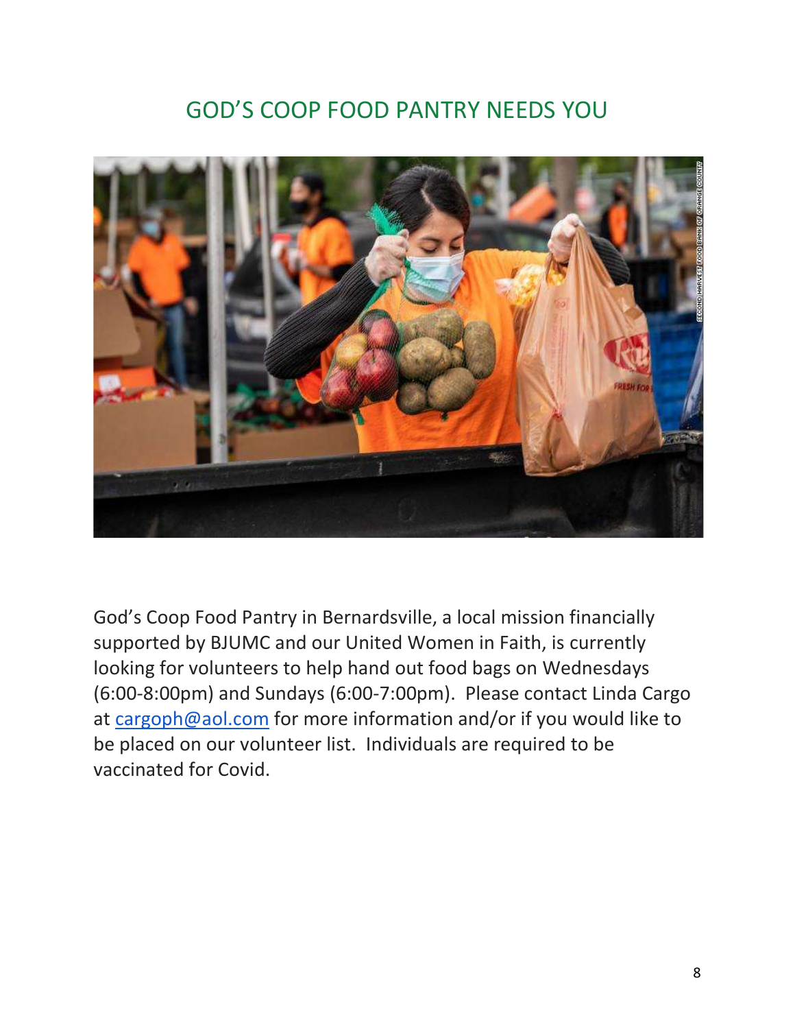# GOD'S COOP FOOD PANTRY NEEDS YOU

God's Coop Food Pantry in Bernardsville, a local mission financially supported by BJUMC and our United Women in Faith, is currently looking for volunteers to help hand out food bags on Wednesdays (6:00-8:00pm) and Sundays (6:00-7:00pm). Please contact Linda Cargo at cargoph@aol.com for more information and/or if you would like to be placed on our volunteer list. Individuals are required to be vaccinated for Covid.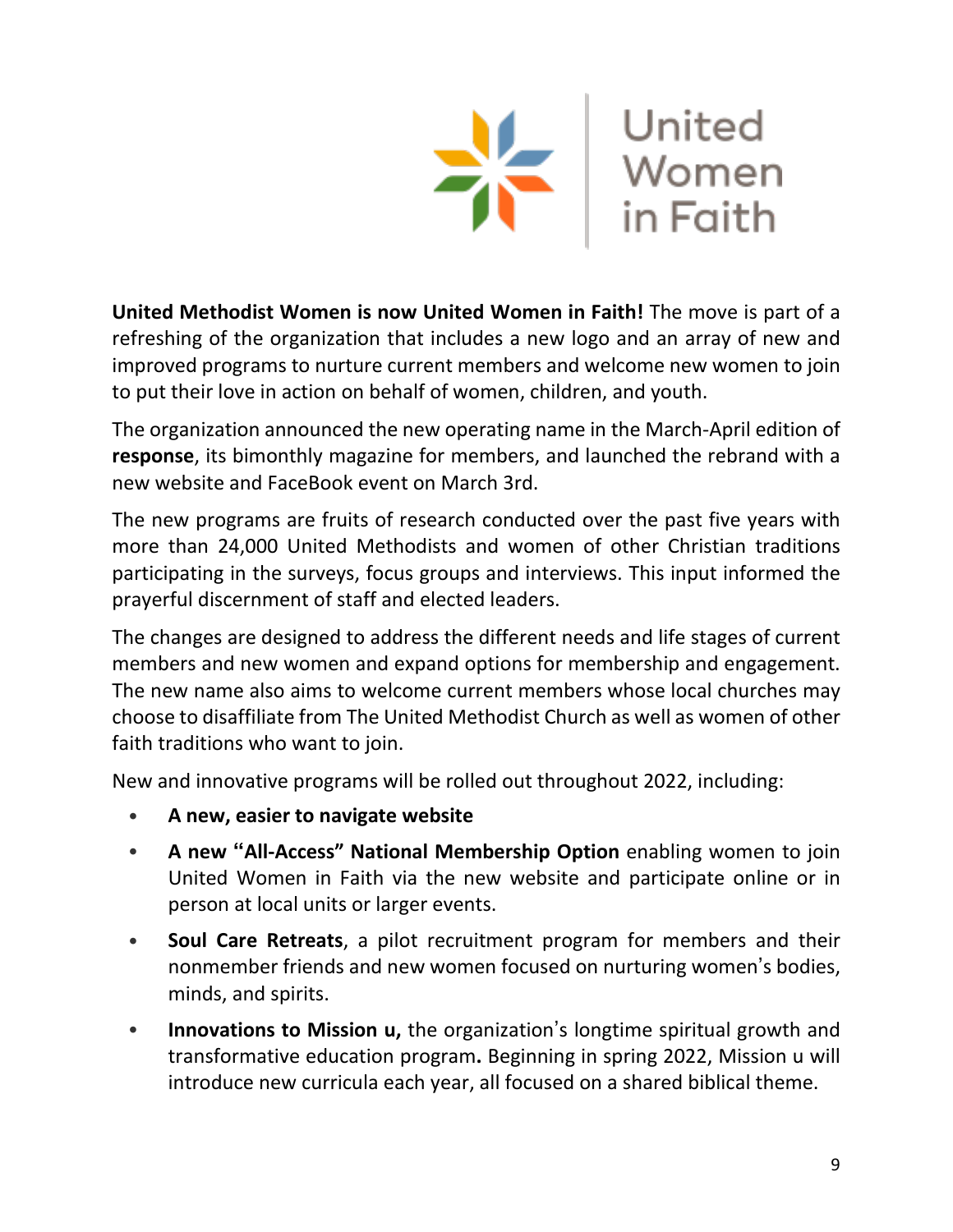United Women in Faith

**United Methodist Women is now United Women in Faith!** The move is part of a refreshing of the organization that includes a new logo and an array of new and improved programs to nurture current members and welcome new women to join to put their love in action on behalf of women, children, and youth.

The organization announced the new operating name in the March-April edition of **response**, its bimonthly magazine for members, and launched the rebrand with a new website and FaceBook event on March 3rd.

The new programs are fruits of research conducted over the past five years with more than 24,000 United Methodists and women of other Christian traditions participating in the surveys, focus groups and interviews. This input informed the prayerful discernment of staff and elected leaders.

The changes are designed to address the different needs and life stages of current members and new women and expand options for membership and engagement. The new name also aims to welcome current members whose local churches may choose to disaffiliate from The United Methodist Church as well as women of other faith traditions who want to join.

New and innovative programs will be rolled out throughout 2022, including:

- **A new, easier to navigate website**
- **A new "All-Access" National Membership Option** enabling women to join United Women in Faith via the new website and participate online or in person at local units or larger events.
- **Soul Care Retreats**, a pilot recruitment program for members and their nonmember friends and new women focused on nurturing women's bodies, minds, and spirits.
- **Innovations to Mission u,** the organization's longtime spiritual growth and transformative education program**.** Beginning in spring 2022, Mission u will introduce new curricula each year, all focused on a shared biblical theme.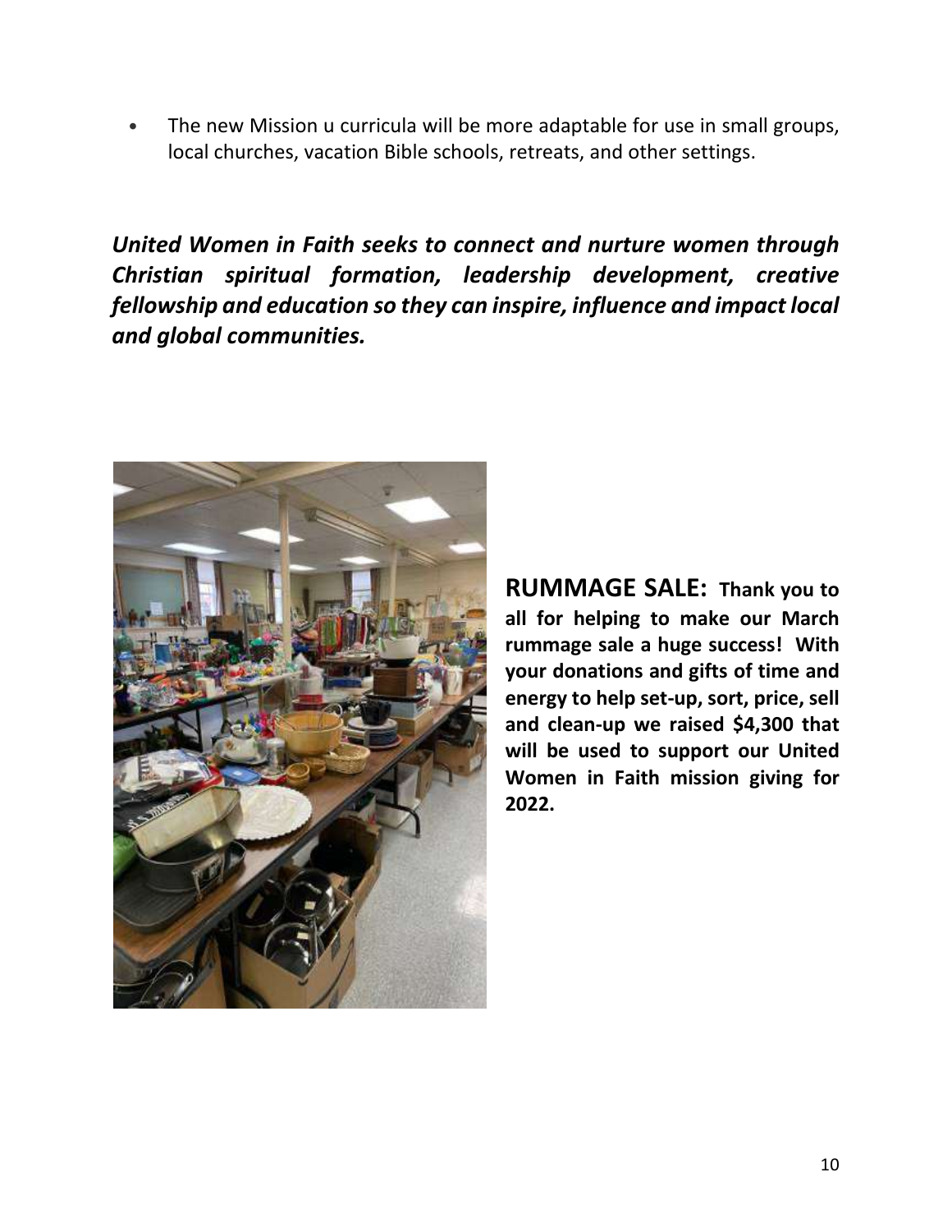- The new Mission u curricula will be more adaptable for use in small groups, local churches, vacation Bible schools, retreats, and other settings.

***United Women in Faith seeks to connect and nurture women through Christian spiritual formation, leadership development, creative fellowship and education so they can inspire, influence and impact local and global communities.***

**RUMMAGE SALE: Thank you to all for helping to make our March rummage sale a huge success! With your donations and gifts of time and energy to help set-up, sort, price, sell and clean-up we raised $4,300 that will be used to support our United Women in Faith mission giving for 2022.**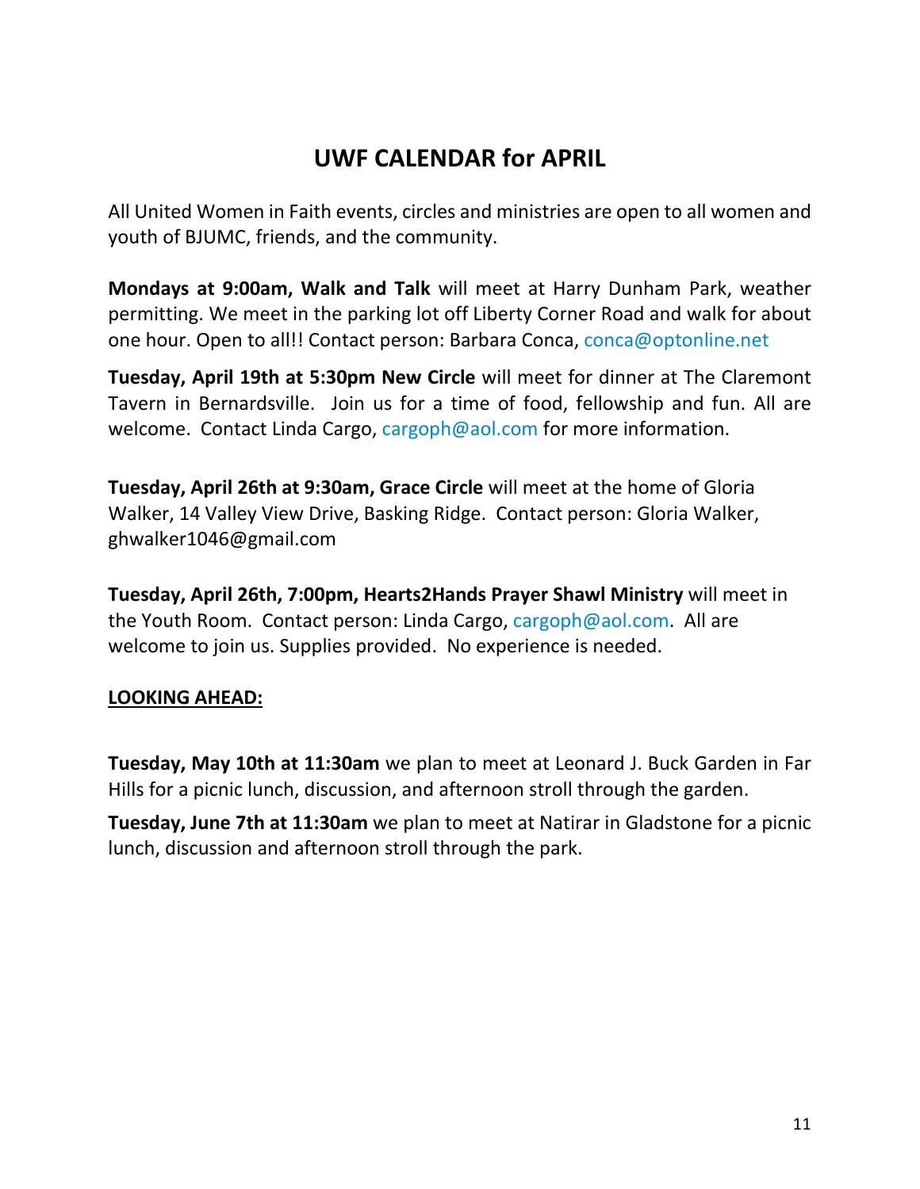# UWF CALENDAR for APRIL

All United Women in Faith events, circles and ministries are open to all women and youth of BJUMC, friends, and the community.

**Mondays at 9:00am, Walk and Talk** will meet at Harry Dunham Park, weather permitting. We meet in the parking lot off Liberty Corner Road and walk for about one hour. Open to all!! Contact person: Barbara Conca, conca@optonline.net

**Tuesday, April 19th at 5:30pm New Circle** will meet for dinner at The Claremont Tavern in Bernardsville. Join us for a time of food, fellowship and fun. All are welcome. Contact Linda Cargo, cargoph@aol.com for more information.

**Tuesday, April 26th at 9:30am, Grace Circle** will meet at the home of Gloria Walker, 14 Valley View Drive, Basking Ridge. Contact person: Gloria Walker, ghwalker1046@gmail.com

**Tuesday, April 26th, 7:00pm, Hearts2Hands Prayer Shawl Ministry** will meet in the Youth Room. Contact person: Linda Cargo, cargoph@aol.com. All are welcome to join us. Supplies provided. No experience is needed.

**<u>LOOKING AHEAD:</u>**

**Tuesday, May 10th at 11:30am** we plan to meet at Leonard J. Buck Garden in Far Hills for a picnic lunch, discussion, and afternoon stroll through the garden.

**Tuesday, June 7th at 11:30am** we plan to meet at Natirar in Gladstone for a picnic lunch, discussion and afternoon stroll through the park.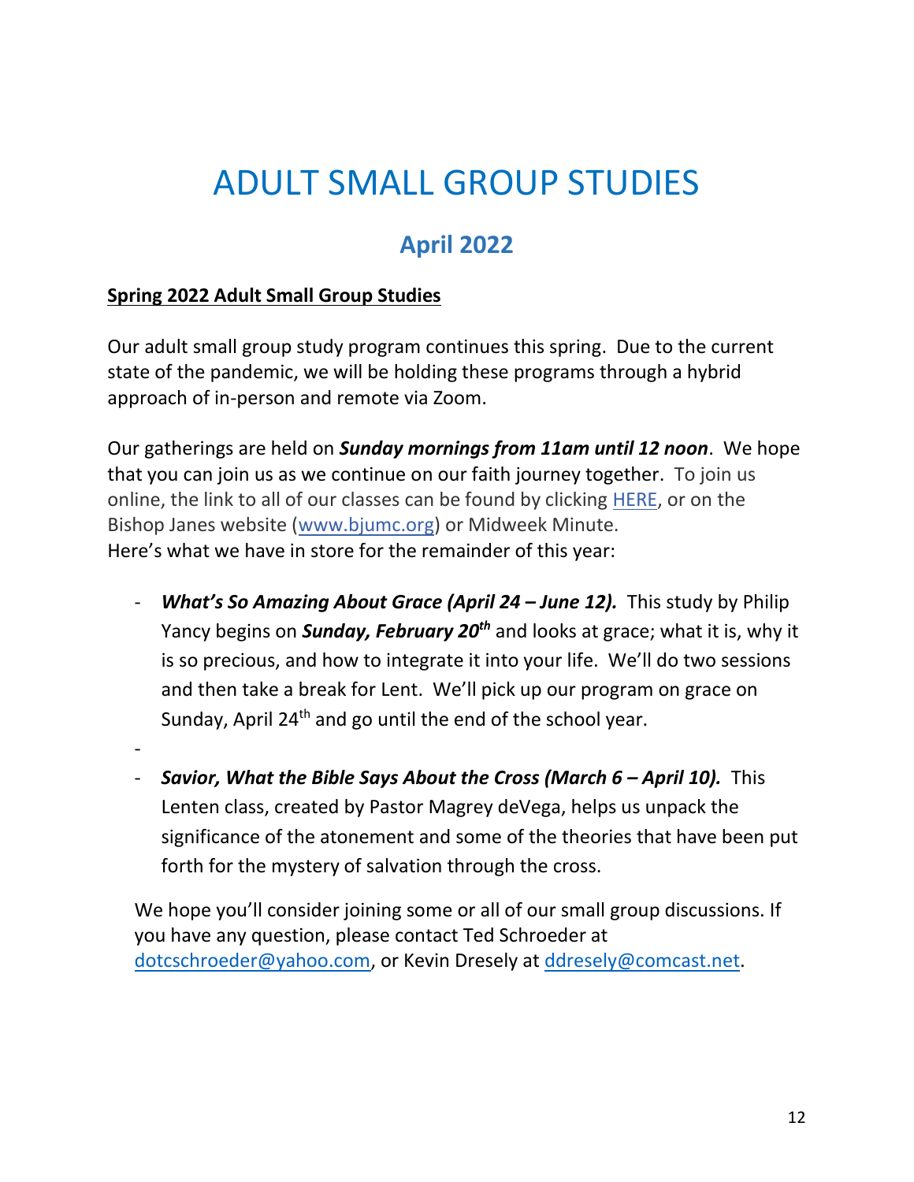# ADULT SMALL GROUP STUDIES

## April 2022

**Spring 2022 Adult Small Group Studies**

Our adult small group study program continues this spring. Due to the current state of the pandemic, we will be holding these programs through a hybrid approach of in-person and remote via Zoom.

Our gatherings are held on ***Sunday mornings from 11am until 12 noon***. We hope that you can join us as we continue on our faith journey together. To join us online, the link to all of our classes can be found by clicking HERE, or on the Bishop Janes website (www.bjumc.org) or Midweek Minute.
Here's what we have in store for the remainder of this year:

- ***What's So Amazing About Grace (April 24 – June 12).*** This study by Philip Yancy begins on ***Sunday, February 20th*** and looks at grace; what it is, why it is so precious, and how to integrate it into your life. We'll do two sessions and then take a break for Lent. We'll pick up our program on grace on Sunday, April 24th and go until the end of the school year.
-
- ***Savior, What the Bible Says About the Cross (March 6 – April 10).*** This Lenten class, created by Pastor Magrey deVega, helps us unpack the significance of the atonement and some of the theories that have been put forth for the mystery of salvation through the cross.

We hope you'll consider joining some or all of our small group discussions. If you have any question, please contact Ted Schroeder at dotcschroeder@yahoo.com, or Kevin Dresely at ddresely@comcast.net.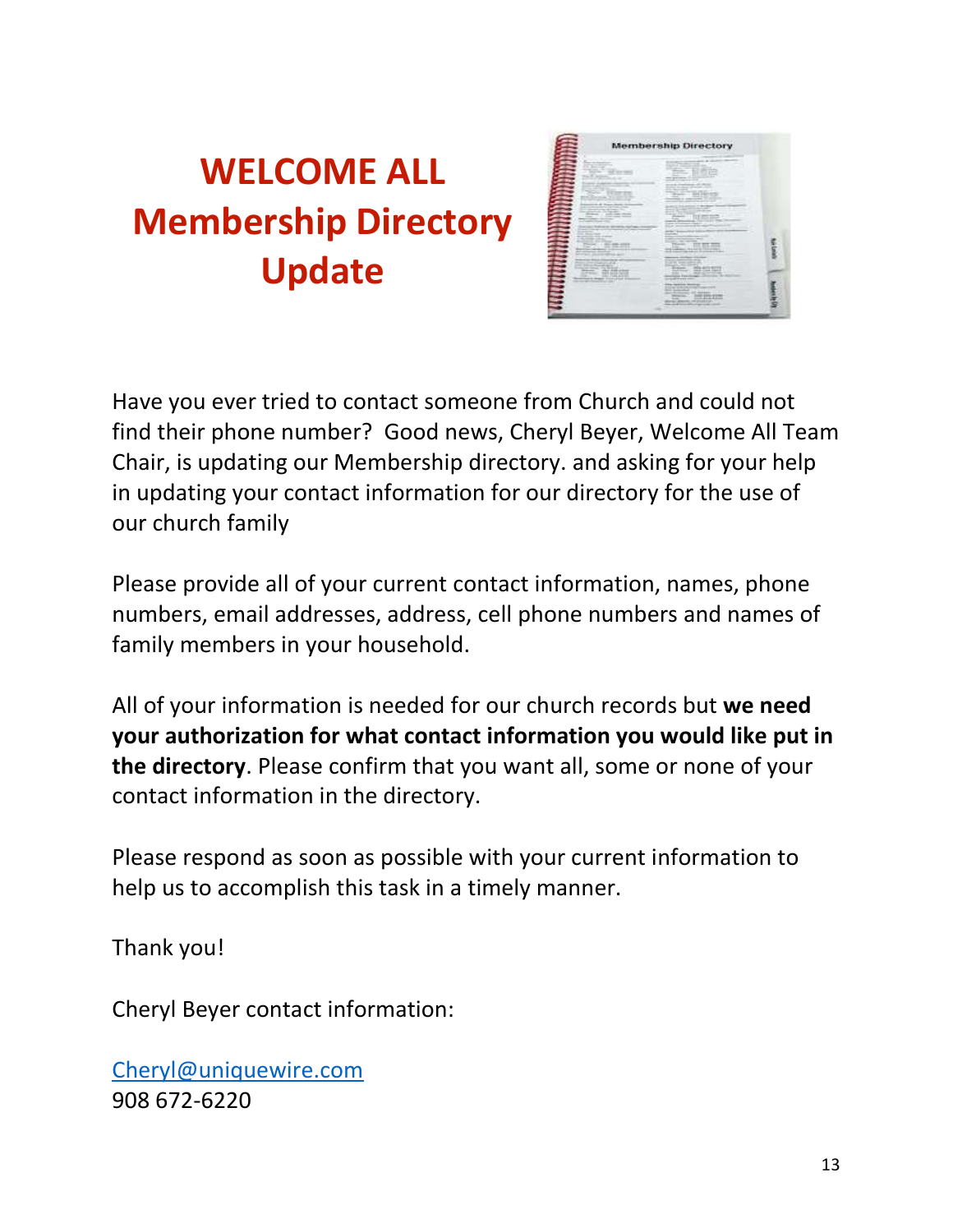# WELCOME ALL
# Membership Directory Update

Have you ever tried to contact someone from Church and could not find their phone number? Good news, Cheryl Beyer, Welcome All Team Chair, is updating our Membership directory. and asking for your help in updating your contact information for our directory for the use of our church family

Please provide all of your current contact information, names, phone numbers, email addresses, address, cell phone numbers and names of family members in your household.

All of your information is needed for our church records but **we need your authorization for what contact information you would like put in the directory**. Please confirm that you want all, some or none of your contact information in the directory.

Please respond as soon as possible with your current information to help us to accomplish this task in a timely manner.

Thank you!

Cheryl Beyer contact information:

Cheryl@uniquewire.com
908 672-6220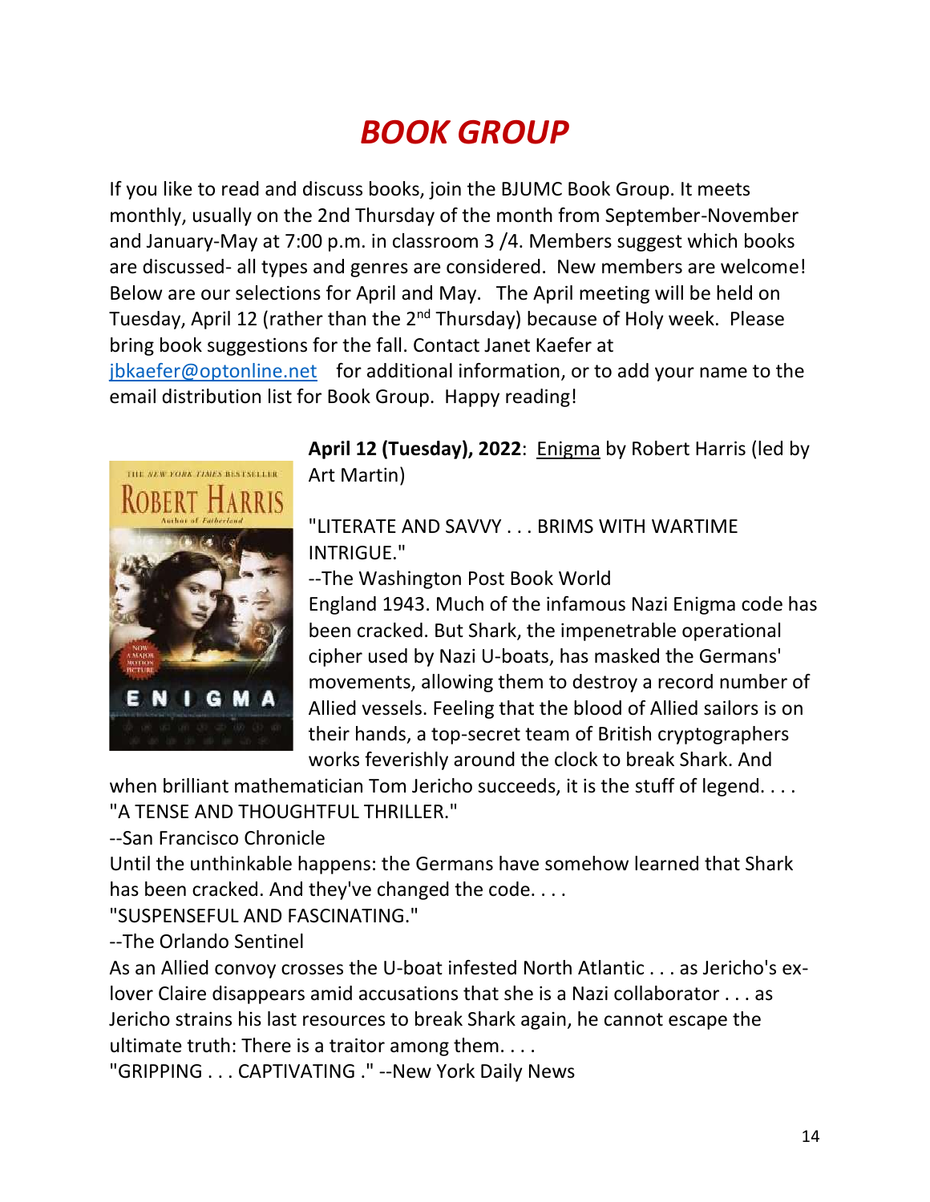# *BOOK GROUP*

If you like to read and discuss books, join the BJUMC Book Group. It meets monthly, usually on the 2nd Thursday of the month from September-November and January-May at 7:00 p.m. in classroom 3 /4. Members suggest which books are discussed- all types and genres are considered. New members are welcome! Below are our selections for April and May. The April meeting will be held on Tuesday, April 12 (rather than the 2nd Thursday) because of Holy week. Please bring book suggestions for the fall. Contact Janet Kaefer at jbkaefer@optonline.net for additional information, or to add your name to the email distribution list for Book Group. Happy reading!

**April 12 (Tuesday), 2022**: Enigma by Robert Harris (led by Art Martin)

"LITERATE AND SAVVY . . . BRIMS WITH WARTIME INTRIGUE."

--The Washington Post Book World

England 1943. Much of the infamous Nazi Enigma code has been cracked. But Shark, the impenetrable operational cipher used by Nazi U-boats, has masked the Germans' movements, allowing them to destroy a record number of Allied vessels. Feeling that the blood of Allied sailors is on their hands, a top-secret team of British cryptographers works feverishly around the clock to break Shark. And when brilliant mathematician Tom Jericho succeeds, it is the stuff of legend. . . .

"A TENSE AND THOUGHTFUL THRILLER."

--San Francisco Chronicle

Until the unthinkable happens: the Germans have somehow learned that Shark has been cracked. And they've changed the code. . . .

"SUSPENSEFUL AND FASCINATING."

--The Orlando Sentinel

As an Allied convoy crosses the U-boat infested North Atlantic . . . as Jericho's ex-lover Claire disappears amid accusations that she is a Nazi collaborator . . . as Jericho strains his last resources to break Shark again, he cannot escape the ultimate truth: There is a traitor among them. . . .

"GRIPPING . . . CAPTIVATING ." --New York Daily News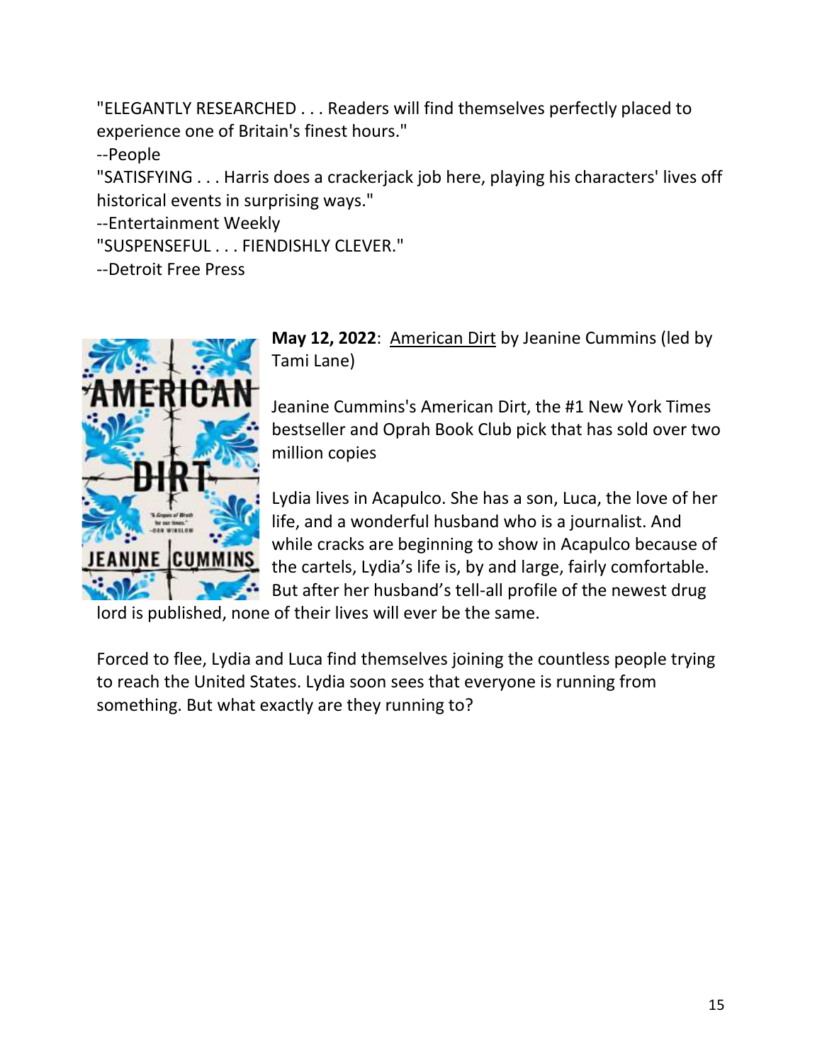"ELEGANTLY RESEARCHED . . . Readers will find themselves perfectly placed to experience one of Britain's finest hours."
--People
"SATISFYING . . . Harris does a crackerjack job here, playing his characters' lives off historical events in surprising ways."
--Entertainment Weekly
"SUSPENSEFUL . . . FIENDISHLY CLEVER."
--Detroit Free Press

**May 12, 2022**: American Dirt by Jeanine Cummins (led by Tami Lane)

Jeanine Cummins's American Dirt, the #1 New York Times bestseller and Oprah Book Club pick that has sold over two million copies

Lydia lives in Acapulco. She has a son, Luca, the love of her life, and a wonderful husband who is a journalist. And while cracks are beginning to show in Acapulco because of the cartels, Lydia's life is, by and large, fairly comfortable. But after her husband's tell-all profile of the newest drug lord is published, none of their lives will ever be the same.

Forced to flee, Lydia and Luca find themselves joining the countless people trying to reach the United States. Lydia soon sees that everyone is running from something. But what exactly are they running to?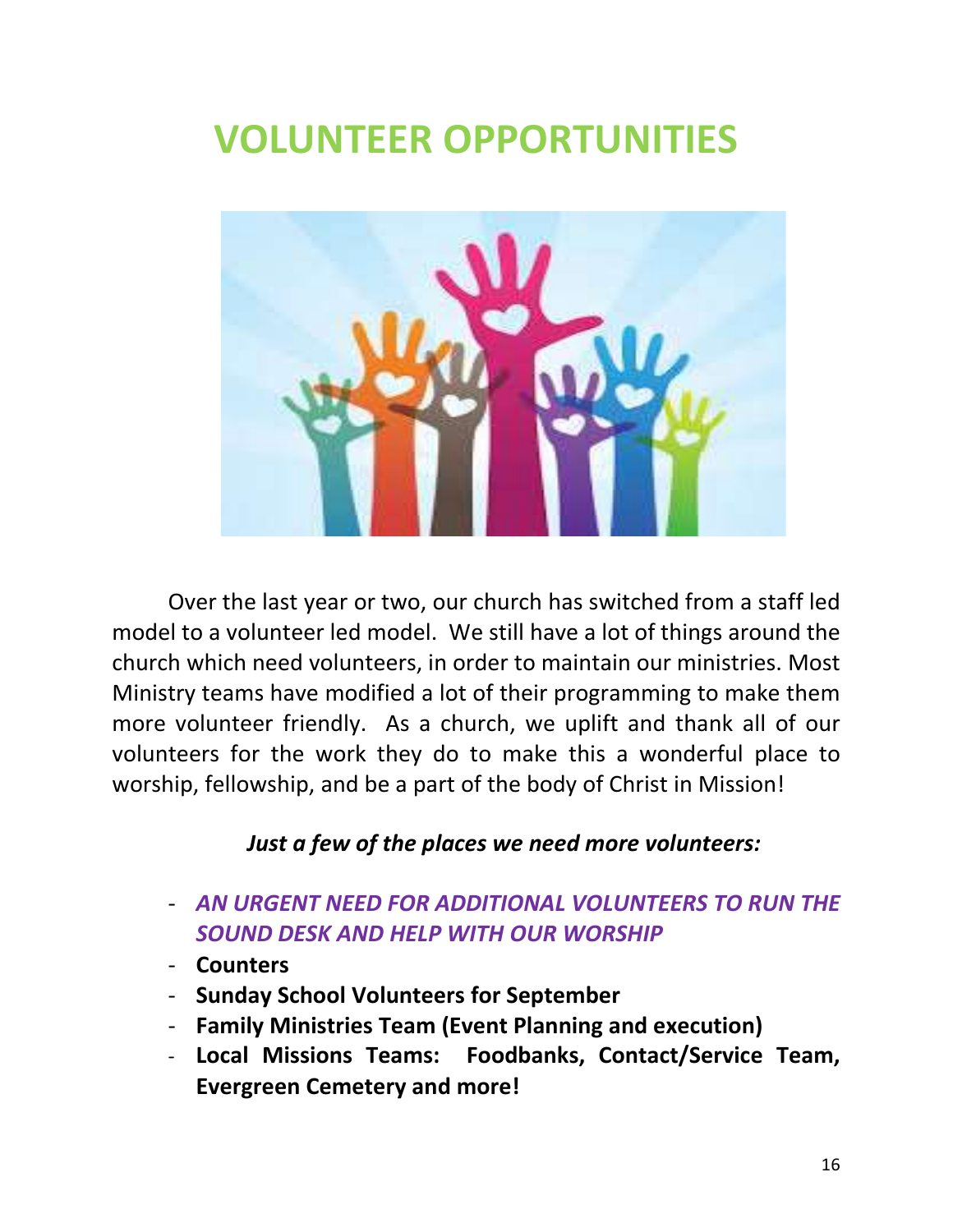# VOLUNTEER OPPORTUNITIES

Over the last year or two, our church has switched from a staff led model to a volunteer led model. We still have a lot of things around the church which need volunteers, in order to maintain our ministries. Most Ministry teams have modified a lot of their programming to make them more volunteer friendly. As a church, we uplift and thank all of our volunteers for the work they do to make this a wonderful place to worship, fellowship, and be a part of the body of Christ in Mission!

***Just a few of the places we need more volunteers:***

- ***AN URGENT NEED FOR ADDITIONAL VOLUNTEERS TO RUN THE SOUND DESK AND HELP WITH OUR WORSHIP***
- **Counters**
- **Sunday School Volunteers for September**
- **Family Ministries Team (Event Planning and execution)**
- **Local Missions Teams: Foodbanks, Contact/Service Team, Evergreen Cemetery and more!**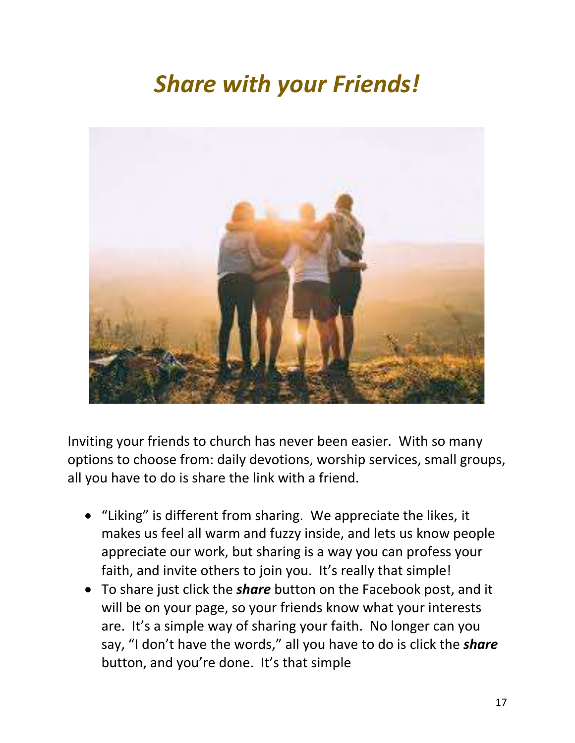# *Share with your Friends!*

Inviting your friends to church has never been easier. With so many options to choose from: daily devotions, worship services, small groups, all you have to do is share the link with a friend.

- “Liking” is different from sharing. We appreciate the likes, it makes us feel all warm and fuzzy inside, and lets us know people appreciate our work, but sharing is a way you can profess your faith, and invite others to join you. It’s really that simple!
- To share just click the ***share*** button on the Facebook post, and it will be on your page, so your friends know what your interests are. It’s a simple way of sharing your faith. No longer can you say, “I don’t have the words,” all you have to do is click the ***share*** button, and you’re done. It’s that simple